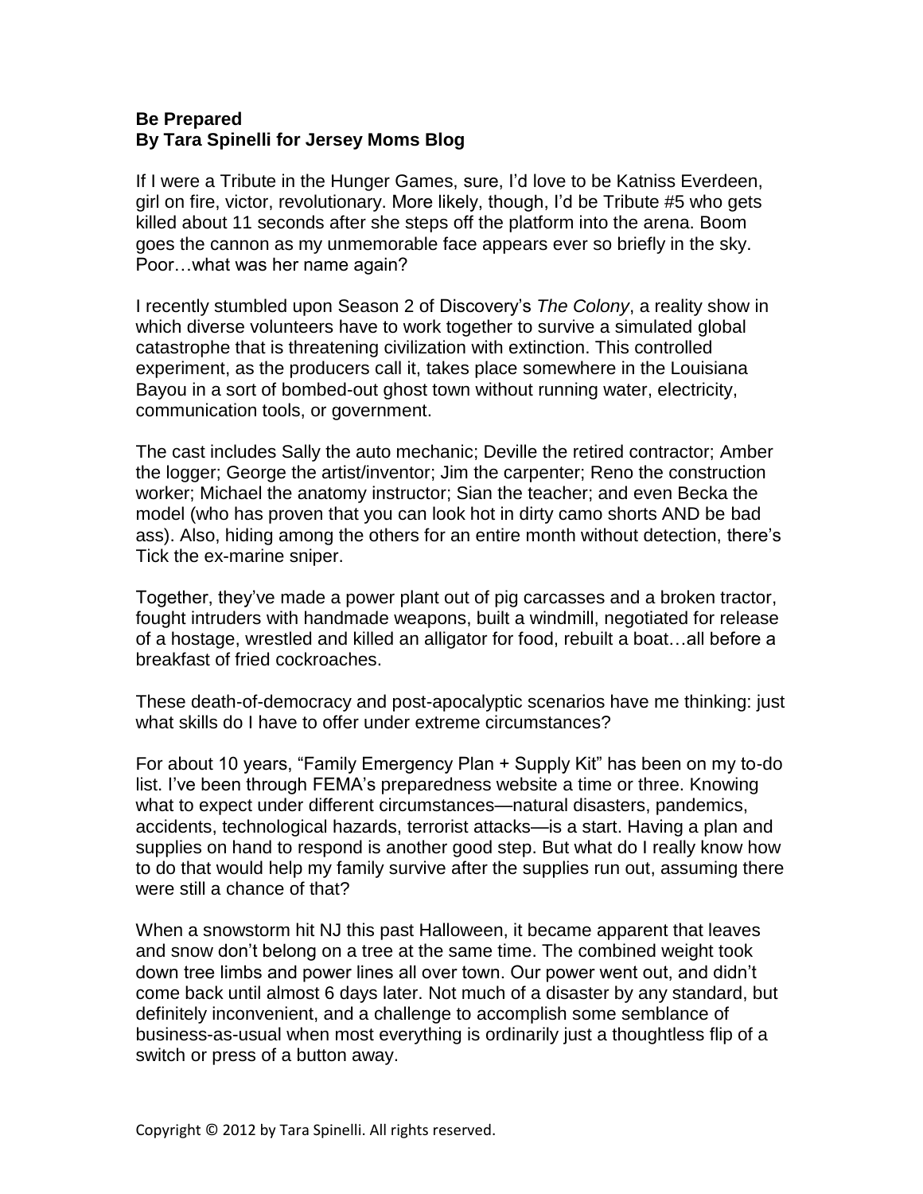**Be Prepared**
**By Tara Spinelli for Jersey Moms Blog**

If I were a Tribute in the Hunger Games, sure, I'd love to be Katniss Everdeen, girl on fire, victor, revolutionary. More likely, though, I'd be Tribute #5 who gets killed about 11 seconds after she steps off the platform into the arena. Boom goes the cannon as my unmemorable face appears ever so briefly in the sky. Poor…what was her name again?

I recently stumbled upon Season 2 of Discovery's *The Colony*, a reality show in which diverse volunteers have to work together to survive a simulated global catastrophe that is threatening civilization with extinction. This controlled experiment, as the producers call it, takes place somewhere in the Louisiana Bayou in a sort of bombed-out ghost town without running water, electricity, communication tools, or government.

The cast includes Sally the auto mechanic; Deville the retired contractor; Amber the logger; George the artist/inventor; Jim the carpenter; Reno the construction worker; Michael the anatomy instructor; Sian the teacher; and even Becka the model (who has proven that you can look hot in dirty camo shorts AND be bad ass). Also, hiding among the others for an entire month without detection, there's Tick the ex-marine sniper.

Together, they've made a power plant out of pig carcasses and a broken tractor, fought intruders with handmade weapons, built a windmill, negotiated for release of a hostage, wrestled and killed an alligator for food, rebuilt a boat…all before a breakfast of fried cockroaches.

These death-of-democracy and post-apocalyptic scenarios have me thinking: just what skills do I have to offer under extreme circumstances?

For about 10 years, "Family Emergency Plan + Supply Kit" has been on my to-do list. I've been through FEMA's preparedness website a time or three. Knowing what to expect under different circumstances—natural disasters, pandemics, accidents, technological hazards, terrorist attacks—is a start. Having a plan and supplies on hand to respond is another good step. But what do I really know how to do that would help my family survive after the supplies run out, assuming there were still a chance of that?

When a snowstorm hit NJ this past Halloween, it became apparent that leaves and snow don't belong on a tree at the same time. The combined weight took down tree limbs and power lines all over town. Our power went out, and didn't come back until almost 6 days later. Not much of a disaster by any standard, but definitely inconvenient, and a challenge to accomplish some semblance of business-as-usual when most everything is ordinarily just a thoughtless flip of a switch or press of a button away.

Copyright © 2012 by Tara Spinelli. All rights reserved.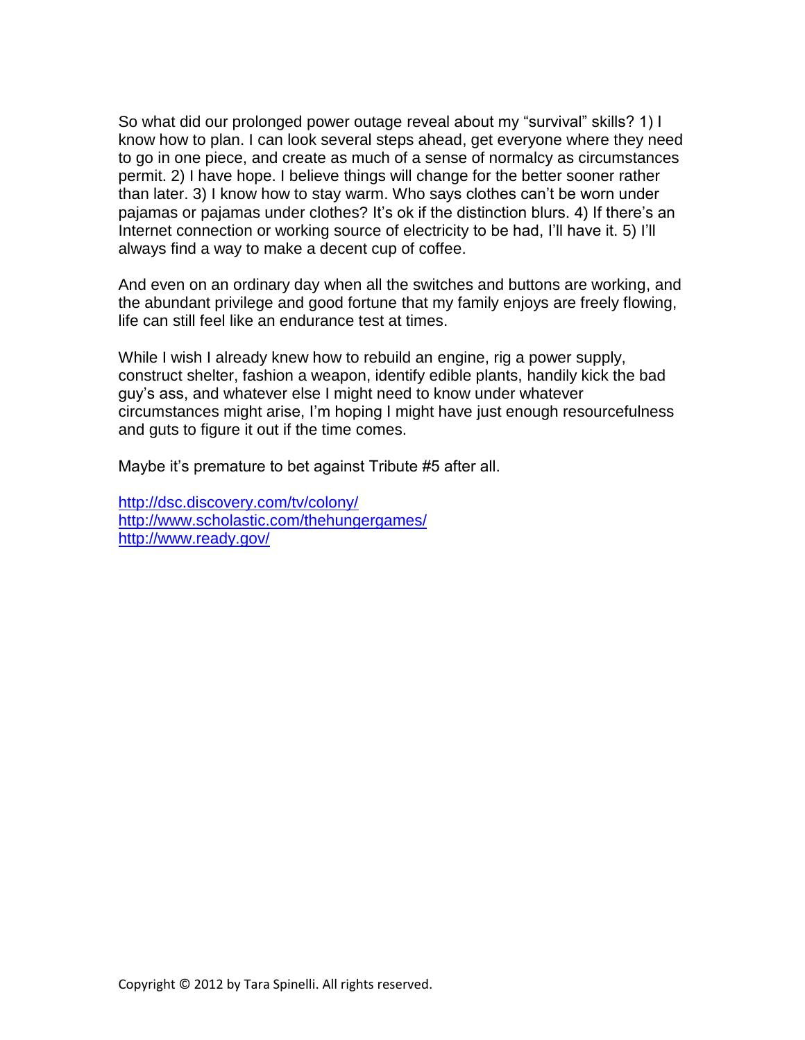So what did our prolonged power outage reveal about my "survival" skills? 1) I know how to plan. I can look several steps ahead, get everyone where they need to go in one piece, and create as much of a sense of normalcy as circumstances permit. 2) I have hope. I believe things will change for the better sooner rather than later. 3) I know how to stay warm. Who says clothes can't be worn under pajamas or pajamas under clothes? It's ok if the distinction blurs. 4) If there's an Internet connection or working source of electricity to be had, I'll have it. 5) I'll always find a way to make a decent cup of coffee.

And even on an ordinary day when all the switches and buttons are working, and the abundant privilege and good fortune that my family enjoys are freely flowing, life can still feel like an endurance test at times.

While I wish I already knew how to rebuild an engine, rig a power supply, construct shelter, fashion a weapon, identify edible plants, handily kick the bad guy's ass, and whatever else I might need to know under whatever circumstances might arise, I'm hoping I might have just enough resourcefulness and guts to figure it out if the time comes.

Maybe it's premature to bet against Tribute #5 after all.

http://dsc.discovery.com/tv/colony/
http://www.scholastic.com/thehungergames/
http://www.ready.gov/

Copyright © 2012 by Tara Spinelli. All rights reserved.